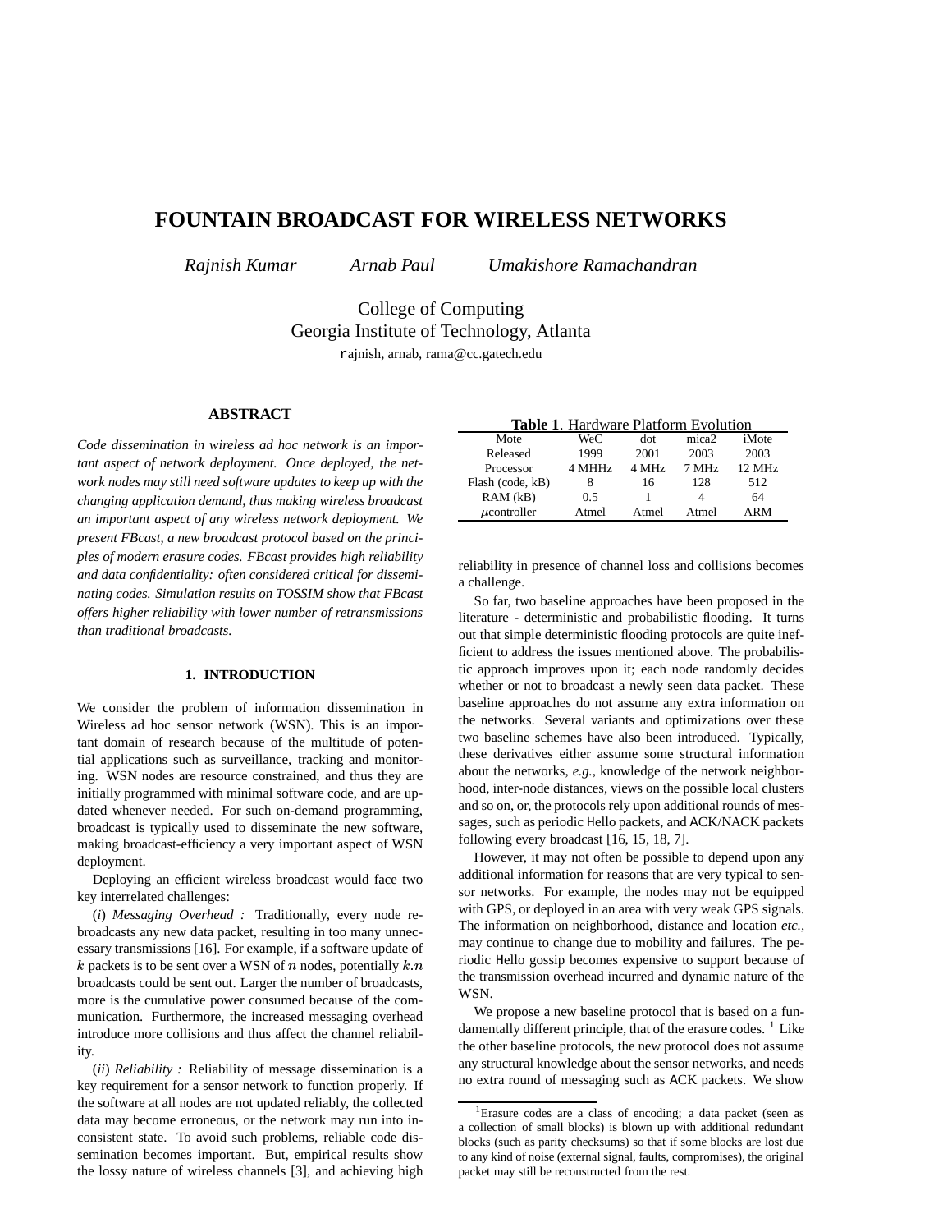# FOUNTAIN BROADCAST FOR WIRELESS NETWORKS

*Rajnish Kumar* *Arnab Paul* *Umakishore Ramachandran*

College of Computing
Georgia Institute of Technology, Atlanta
rajnish, arnab, rama@cc.gatech.edu

## ABSTRACT

*Code dissemination in wireless ad hoc network is an important aspect of network deployment. Once deployed, the network nodes may still need software updates to keep up with the changing application demand, thus making wireless broadcast an important aspect of any wireless network deployment. We present FBcast, a new broadcast protocol based on the principles of modern erasure codes. FBcast provides high reliability and data confidentiality: often considered critical for disseminating codes. Simulation results on TOSSIM show that FBcast offers higher reliability with lower number of retransmissions than traditional broadcasts.*

## 1. INTRODUCTION

We consider the problem of information dissemination in Wireless ad hoc sensor network (WSN). This is an important domain of research because of the multitude of potential applications such as surveillance, tracking and monitoring. WSN nodes are resource constrained, and thus they are initially programmed with minimal software code, and are updated whenever needed. For such on-demand programming, broadcast is typically used to disseminate the new software, making broadcast-efficiency a very important aspect of WSN deployment.

Deploying an efficient wireless broadcast would face two key interrelated challenges:

(*i*) *Messaging Overhead :* Traditionally, every node rebroadcasts any new data packet, resulting in too many unnecessary transmissions [16]. For example, if a software update of $k$ packets is to be sent over a WSN of $n$ nodes, potentially $k.n$ broadcasts could be sent out. Larger the number of broadcasts, more is the cumulative power consumed because of the communication. Furthermore, the increased messaging overhead introduce more collisions and thus affect the channel reliability.

(*ii*) *Reliability :* Reliability of message dissemination is a key requirement for a sensor network to function properly. If the software at all nodes are not updated reliably, the collected data may become erroneous, or the network may run into inconsistent state. To avoid such problems, reliable code dissemination becomes important. But, empirical results show the lossy nature of wireless channels [3], and achieving high reliability in presence of channel loss and collisions becomes a challenge.

**Table 1**. Hardware Platform Evolution

| Mote | WeC | dot | mica2 | iMote |
|---|---|---|---|---|
| Released | 1999 | 2001 | 2003 | 2003 |
| Processor | 4 MHHz | 4 MHz | 7 MHz | 12 MHz |
| Flash (code, kB) | 8 | 16 | 128 | 512 |
| RAM (kB) | 0.5 | 1 | 4 | 64 |
| $\mu$controller | Atmel | Atmel | Atmel | ARM |

So far, two baseline approaches have been proposed in the literature - deterministic and probabilistic flooding. It turns out that simple deterministic flooding protocols are quite inefficient to address the issues mentioned above. The probabilistic approach improves upon it; each node randomly decides whether or not to broadcast a newly seen data packet. These baseline approaches do not assume any extra information on the networks. Several variants and optimizations over these two baseline schemes have also been introduced. Typically, these derivatives either assume some structural information about the networks, *e.g.,* knowledge of the network neighborhood, inter-node distances, views on the possible local clusters and so on, or, the protocols rely upon additional rounds of messages, such as periodic Hello packets, and ACK/NACK packets following every broadcast [16, 15, 18, 7].

However, it may not often be possible to depend upon any additional information for reasons that are very typical to sensor networks. For example, the nodes may not be equipped with GPS, or deployed in an area with very weak GPS signals. The information on neighborhood, distance and location *etc.,* may continue to change due to mobility and failures. The periodic Hello gossip becomes expensive to support because of the transmission overhead incurred and dynamic nature of the WSN.

We propose a new baseline protocol that is based on a fundamentally different principle, that of the erasure codes. [1] Like the other baseline protocols, the new protocol does not assume any structural knowledge about the sensor networks, and needs no extra round of messaging such as ACK packets. We show

[1] Erasure codes are a class of encoding; a data packet (seen as a collection of small blocks) is blown up with additional redundant blocks (such as parity checksums) so that if some blocks are lost due to any kind of noise (external signal, faults, compromises), the original packet may still be reconstructed from the rest.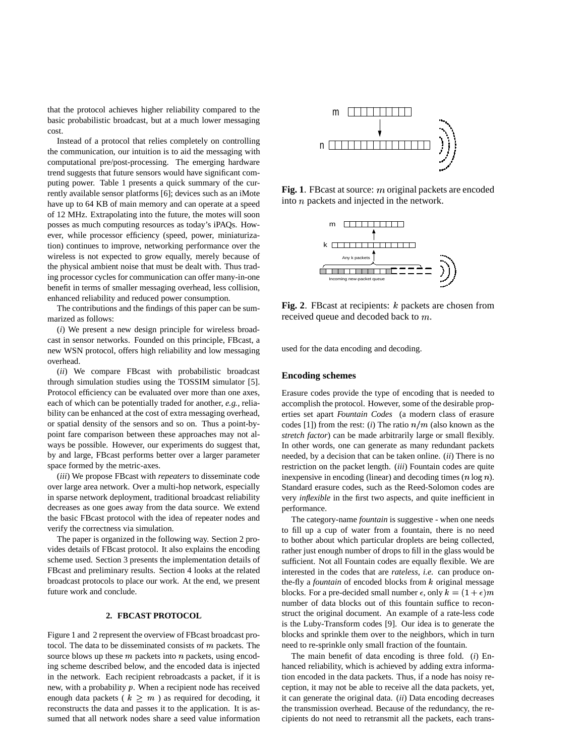that the protocol achieves higher reliability compared to the basic probabilistic broadcast, but at a much lower messaging cost.

Instead of a protocol that relies completely on controlling the communication, our intuition is to aid the messaging with computational pre/post-processing. The emerging hardware trend suggests that future sensors would have significant computing power. Table 1 presents a quick summary of the currently available sensor platforms [6]; devices such as an iMote have up to 64 KB of main memory and can operate at a speed of 12 MHz. Extrapolating into the future, the motes will soon posses as much computing resources as today's iPAQs. However, while processor efficiency (speed, power, miniaturization) continues to improve, networking performance over the wireless is not expected to grow equally, merely because of the physical ambient noise that must be dealt with. Thus trading processor cycles for communication can offer many-in-one benefit in terms of smaller messaging overhead, less collision, enhanced reliability and reduced power consumption.

The contributions and the findings of this paper can be summarized as follows:

(*i*) We present a new design principle for wireless broadcast in sensor networks. Founded on this principle, FBcast, a new WSN protocol, offers high reliability and low messaging overhead.

(*ii*) We compare FBcast with probabilistic broadcast through simulation studies using the TOSSIM simulator [5]. Protocol efficiency can be evaluated over more than one axes, each of which can be potentially traded for another, *e.g.*, reliability can be enhanced at the cost of extra messaging overhead, or spatial density of the sensors and so on. Thus a point-by-point fare comparison between these approaches may not always be possible. However, our experiments do suggest that, by and large, FBcast performs better over a larger parameter space formed by the metric-axes.

(*iii*) We propose FBcast with *repeaters* to disseminate code over large area network. Over a multi-hop network, especially in sparse network deployment, traditional broadcast reliability decreases as one goes away from the data source. We extend the basic FBcast protocol with the idea of repeater nodes and verify the correctness via simulation.

The paper is organized in the following way. Section 2 provides details of FBcast protocol. It also explains the encoding scheme used. Section 3 presents the implementation details of FBcast and preliminary results. Section 4 looks at the related broadcast protocols to place our work. At the end, we present future work and conclude.

## 2. FBCAST PROTOCOL

Figure 1 and 2 represent the overview of FBcast broadcast protocol. The data to be disseminated consists of $m$ packets. The source blows up these $m$ packets into $n$ packets, using encoding scheme described below, and the encoded data is injected in the network. Each recipient rebroadcasts a packet, if it is new, with a probability $p$. When a recipient node has received enough data packets ( $k \geq m$ ) as required for decoding, it reconstructs the data and passes it to the application. It is assumed that all network nodes share a seed value information used for the data encoding and decoding.

**Fig. 1**. FBcast at source: $m$ original packets are encoded into $n$ packets and injected in the network.

**Fig. 2**. FBcast at recipients: $k$ packets are chosen from received queue and decoded back to $m$.

### Encoding schemes

Erasure codes provide the type of encoding that is needed to accomplish the protocol. However, some of the desirable properties set apart *Fountain Codes* (a modern class of erasure codes [1]) from the rest: (*i*) The ratio $n/m$ (also known as the *stretch factor*) can be made arbitrarily large or small flexibly. In other words, one can generate as many redundant packets needed, by a decision that can be taken online. (*ii*) There is no restriction on the packet length. (*iii*) Fountain codes are quite inexpensive in encoding (linear) and decoding times ($n \log n$). Standard erasure codes, such as the Reed-Solomon codes are very *inflexible* in the first two aspects, and quite inefficient in performance.

The category-name *fountain* is suggestive - when one needs to fill up a cup of water from a fountain, there is no need to bother about which particular droplets are being collected, rather just enough number of drops to fill in the glass would be sufficient. Not all Fountain codes are equally flexible. We are interested in the codes that are *rateless*, *i.e.* can produce on-the-fly a *fountain* of encoded blocks from $k$ original message blocks. For a pre-decided small number $\epsilon$, only $k = (1+\epsilon)m$ number of data blocks out of this fountain suffice to reconstruct the original document. An example of a rate-less code is the Luby-Transform codes [9]. Our idea is to generate the blocks and sprinkle them over to the neighbors, which in turn need to re-sprinkle only small fraction of the fountain.

The main benefit of data encoding is three fold. (*i*) Enhanced reliability, which is achieved by adding extra information encoded in the data packets. Thus, if a node has noisy reception, it may not be able to receive all the data packets, yet, it can generate the original data. (*ii*) Data encoding decreases the transmission overhead. Because of the redundancy, the recipients do not need to retransmit all the packets, each trans-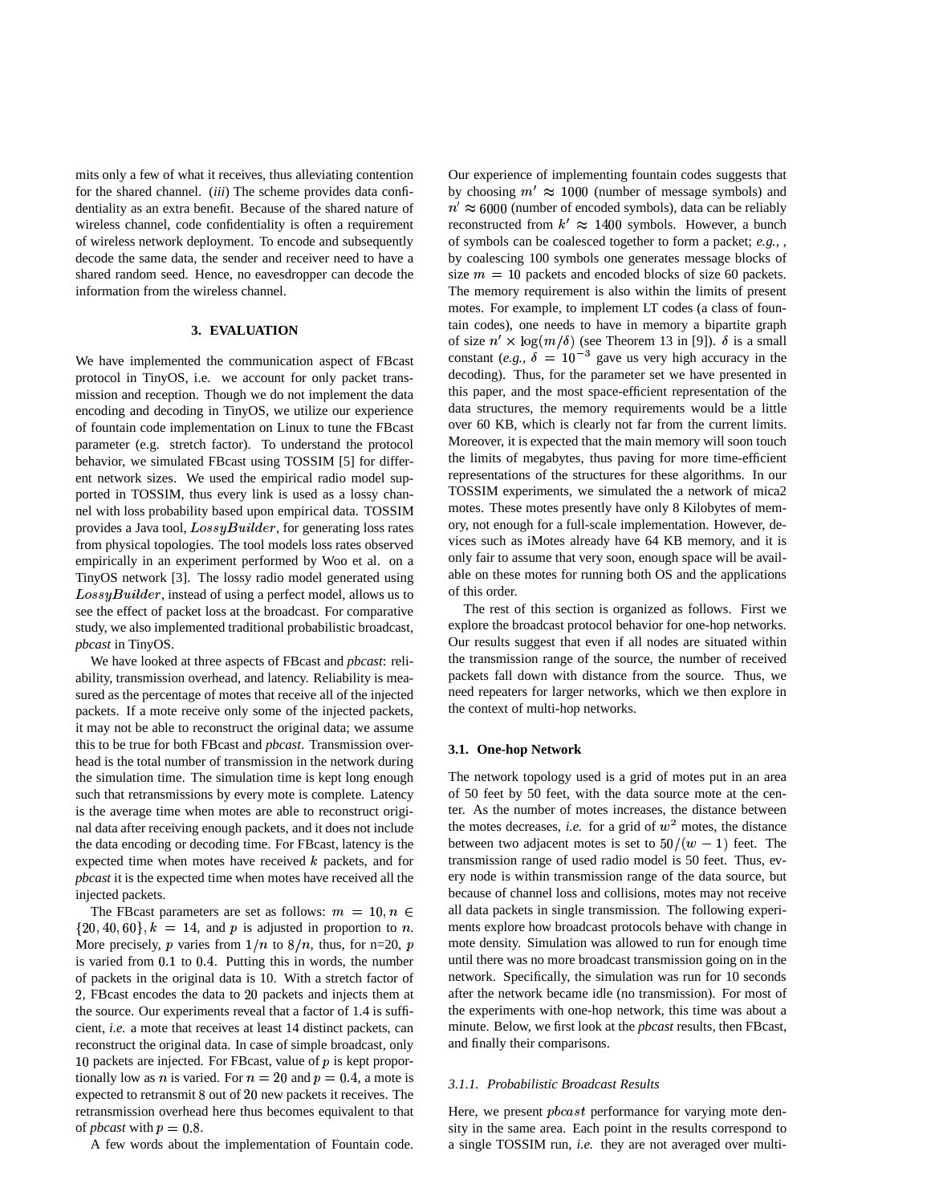mits only a few of what it receives, thus alleviating contention for the shared channel. (*iii*) The scheme provides data confidentiality as an extra benefit. Because of the shared nature of wireless channel, code confidentiality is often a requirement of wireless network deployment. To encode and subsequently decode the same data, the sender and receiver need to have a shared random seed. Hence, no eavesdropper can decode the information from the wireless channel.

## 3. EVALUATION

We have implemented the communication aspect of FBcast protocol in TinyOS, i.e. we account for only packet transmission and reception. Though we do not implement the data encoding and decoding in TinyOS, we utilize our experience of fountain code implementation on Linux to tune the FBcast parameter (e.g. stretch factor). To understand the protocol behavior, we simulated FBcast using TOSSIM [5] for different network sizes. We used the empirical radio model supported in TOSSIM, thus every link is used as a lossy channel with loss probability based upon empirical data. TOSSIM provides a Java tool, $LossyBuilder$, for generating loss rates from physical topologies. The tool models loss rates observed empirically in an experiment performed by Woo et al. on a TinyOS network [3]. The lossy radio model generated using $LossyBuilder$, instead of using a perfect model, allows us to see the effect of packet loss at the broadcast. For comparative study, we also implemented traditional probabilistic broadcast, *pbcast* in TinyOS.

We have looked at three aspects of FBcast and *pbcast*: reliability, transmission overhead, and latency. Reliability is measured as the percentage of motes that receive all of the injected packets. If a mote receive only some of the injected packets, it may not be able to reconstruct the original data; we assume this to be true for both FBcast and *pbcast*. Transmission overhead is the total number of transmission in the network during the simulation time. The simulation time is kept long enough such that retransmissions by every mote is complete. Latency is the average time when motes are able to reconstruct original data after receiving enough packets, and it does not include the data encoding or decoding time. For FBcast, latency is the expected time when motes have received $k$ packets, and for *pbcast* it is the expected time when motes have received all the injected packets.

The FBcast parameters are set as follows: $m = 10, n \in \{20, 40, 60\}, k = 14$, and $p$ is adjusted in proportion to $n$. More precisely, $p$ varies from $1/n$ to $8/n$, thus, for n=20, $p$ is varied from $0.1$ to $0.4$. Putting this in words, the number of packets in the original data is 10. With a stretch factor of 2, FBcast encodes the data to 20 packets and injects them at the source. Our experiments reveal that a factor of 1.4 is sufficient, *i.e.* a mote that receives at least 14 distinct packets, can reconstruct the original data. In case of simple broadcast, only 10 packets are injected. For FBcast, value of $p$ is kept proportionally low as $n$ is varied. For $n = 20$ and $p = 0.4$, a mote is expected to retransmit 8 out of 20 new packets it receives. The retransmission overhead here thus becomes equivalent to that of *pbcast* with $p = 0.8$.

A few words about the implementation of Fountain code. Our experience of implementing fountain codes suggests that by choosing $m' \approx 1000$ (number of message symbols) and $n' \approx 6000$ (number of encoded symbols), data can be reliably reconstructed from $k' \approx 1400$ symbols. However, a bunch of symbols can be coalesced together to form a packet; *e.g.*, , by coalescing 100 symbols one generates message blocks of size $m = 10$ packets and encoded blocks of size 60 packets. The memory requirement is also within the limits of present motes. For example, to implement LT codes (a class of fountain codes), one needs to have in memory a bipartite graph of size $n' \times \log(m/\delta)$ (see Theorem 13 in [9]). $\delta$ is a small constant (*e.g.,* $\delta = 10^{-3}$ gave us very high accuracy in the decoding). Thus, for the parameter set we have presented in this paper, and the most space-efficient representation of the data structures, the memory requirements would be a little over 60 KB, which is clearly not far from the current limits. Moreover, it is expected that the main memory will soon touch the limits of megabytes, thus paving for more time-efficient representations of the structures for these algorithms. In our TOSSIM experiments, we simulated the a network of mica2 motes. These motes presently have only 8 Kilobytes of memory, not enough for a full-scale implementation. However, devices such as iMotes already have 64 KB memory, and it is only fair to assume that very soon, enough space will be available on these motes for running both OS and the applications of this order.

The rest of this section is organized as follows. First we explore the broadcast protocol behavior for one-hop networks. Our results suggest that even if all nodes are situated within the transmission range of the source, the number of received packets fall down with distance from the source. Thus, we need repeaters for larger networks, which we then explore in the context of multi-hop networks.

### 3.1. One-hop Network

The network topology used is a grid of motes put in an area of 50 feet by 50 feet, with the data source mote at the center. As the number of motes increases, the distance between the motes decreases, *i.e.* for a grid of $w^2$ motes, the distance between two adjacent motes is set to $50/(w-1)$ feet. The transmission range of used radio model is 50 feet. Thus, every node is within transmission range of the data source, but because of channel loss and collisions, motes may not receive all data packets in single transmission. The following experiments explore how broadcast protocols behave with change in mote density. Simulation was allowed to run for enough time until there was no more broadcast transmission going on in the network. Specifically, the simulation was run for 10 seconds after the network became idle (no transmission). For most of the experiments with one-hop network, this time was about a minute. Below, we first look at the *pbcast* results, then FBcast, and finally their comparisons.

#### *3.1.1. Probabilistic Broadcast Results*

Here, we present $pbcast$ performance for varying mote density in the same area. Each point in the results correspond to a single TOSSIM run, *i.e.* they are not averaged over multi-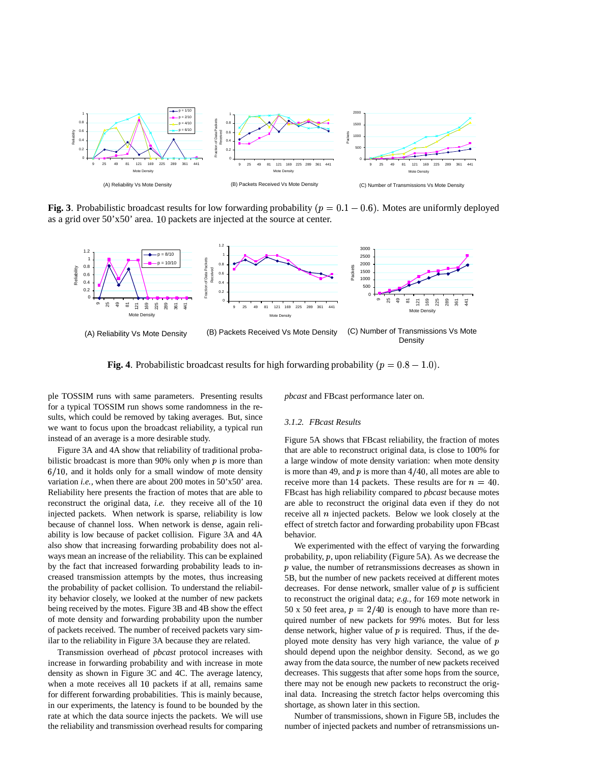(A) Reliability Vs Mote Density

(B) Packets Received Vs Mote Density

(C) Number of Transmissions Vs Mote Density

**Fig. 3**. Probabilistic broadcast results for low forwarding probability ($p = 0.1 - 0.6$). Motes are uniformly deployed as a grid over 50'x50' area. 10 packets are injected at the source at center.

(A) Reliability Vs Mote Density

(B) Packets Received Vs Mote Density

(C) Number of Transmissions Vs Mote Density

**Fig. 4**. Probabilistic broadcast results for high forwarding probability ($p = 0.8 - 1.0$).

ple TOSSIM runs with same parameters. Presenting results for a typical TOSSIM run shows some randomness in the results, which could be removed by taking averages. But, since we want to focus upon the broadcast reliability, a typical run instead of an average is a more desirable study.

Figure 3A and 4A show that reliability of traditional probabilistic broadcast is more than 90% only when $p$ is more than $6/10$, and it holds only for a small window of mote density variation *i.e.*, when there are about 200 motes in 50'x50' area. Reliability here presents the fraction of motes that are able to reconstruct the original data, *i.e.* they receive all of the 10 injected packets. When network is sparse, reliability is low because of channel loss. When network is dense, again reliability is low because of packet collision. Figure 3A and 4A also show that increasing forwarding probability does not always mean an increase of the reliability. This can be explained by the fact that increased forwarding probability leads to increased transmission attempts by the motes, thus increasing the probability of packet collision. To understand the reliability behavior closely, we looked at the number of new packets being received by the motes. Figure 3B and 4B show the effect of mote density and forwarding probability upon the number of packets received. The number of received packets vary similar to the reliability in Figure 3A because they are related.

Transmission overhead of *pbcast* protocol increases with increase in forwarding probability and with increase in mote density as shown in Figure 3C and 4C. The average latency, when a mote receives all 10 packets if at all, remains same for different forwarding probabilities. This is mainly because, in our experiments, the latency is found to be bounded by the rate at which the data source injects the packets. We will use the reliability and transmission overhead results for comparing *pbcast* and FBcast performance later on.

#### 3.1.2. FBcast Results

Figure 5A shows that FBcast reliability, the fraction of motes that are able to reconstruct original data, is close to 100% for a large window of mote density variation: when mote density is more than 49, and $p$ is more than $4/40$, all motes are able to receive more than 14 packets. These results are for $n = 40$. FBcast has high reliability compared to *pbcast* because motes are able to reconstruct the original data even if they do not receive all $n$ injected packets. Below we look closely at the effect of stretch factor and forwarding probability upon FBcast behavior.

We experimented with the effect of varying the forwarding probability, $p$, upon reliability (Figure 5A). As we decrease the $p$ value, the number of retransmissions decreases as shown in 5B, but the number of new packets received at different motes decreases. For dense network, smaller value of $p$ is sufficient to reconstruct the original data; *e.g.*, for 169 mote network in 50 x 50 feet area, $p = 2/40$ is enough to have more than required number of new packets for 99% motes. But for less dense network, higher value of $p$ is required. Thus, if the deployed mote density has very high variance, the value of $p$ should depend upon the neighbor density. Second, as we go away from the data source, the number of new packets received decreases. This suggests that after some hops from the source, there may not be enough new packets to reconstruct the original data. Increasing the stretch factor helps overcoming this shortage, as shown later in this section.

Number of transmissions, shown in Figure 5B, includes the number of injected packets and number of retransmissions un-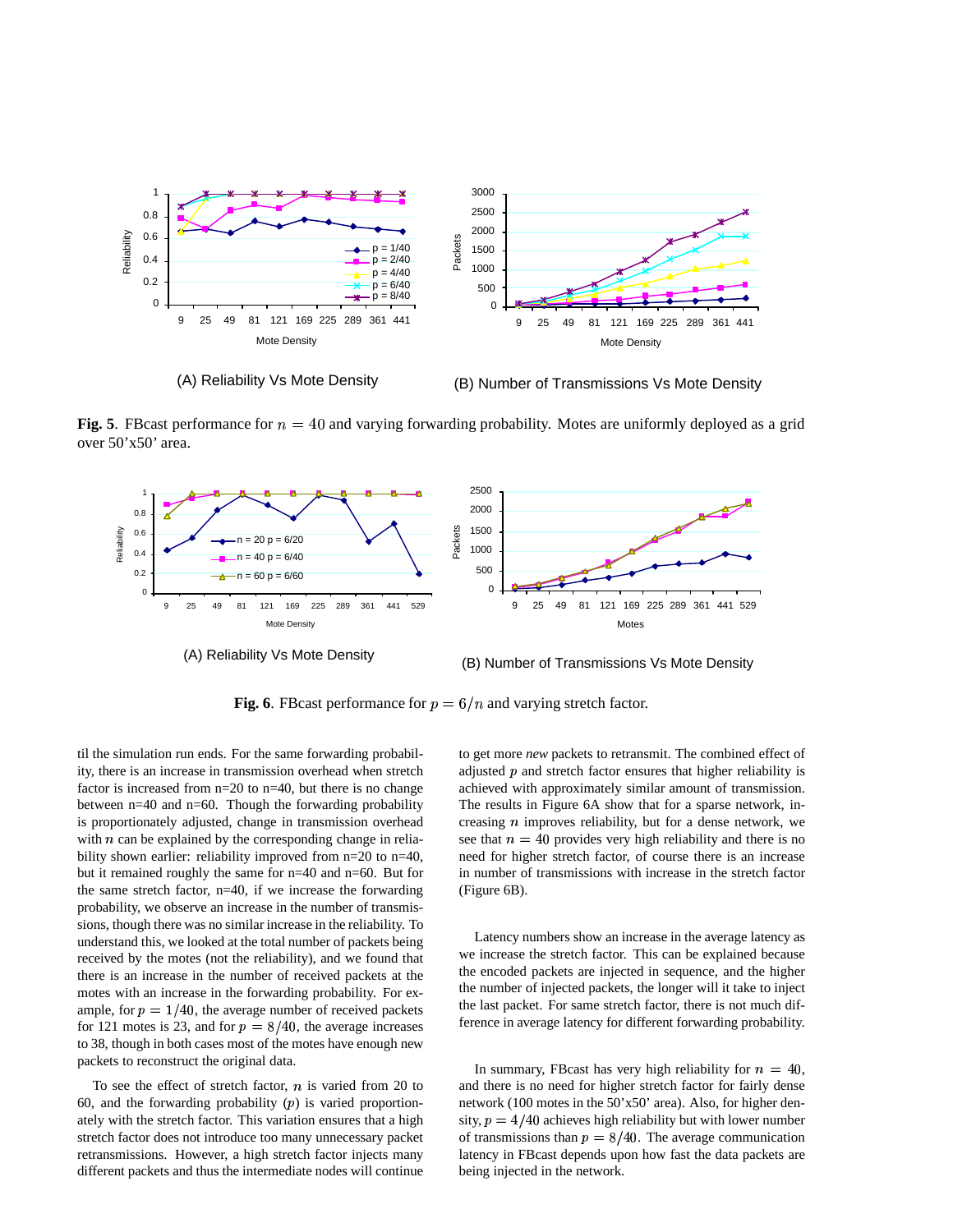(A) Reliability Vs Mote Density

(B) Number of Transmissions Vs Mote Density

**Fig. 5**. FBcast performance for $n = 40$ and varying forwarding probability. Motes are uniformly deployed as a grid over 50'x50' area.

(A) Reliability Vs Mote Density

(B) Number of Transmissions Vs Mote Density

**Fig. 6**. FBcast performance for $p = 6/n$ and varying stretch factor.

til the simulation run ends. For the same forwarding probability, there is an increase in transmission overhead when stretch factor is increased from n=20 to n=40, but there is no change between n=40 and n=60. Though the forwarding probability is proportionately adjusted, change in transmission overhead with $n$ can be explained by the corresponding change in reliability shown earlier: reliability improved from n=20 to n=40, but it remained roughly the same for n=40 and n=60. But for the same stretch factor, n=40, if we increase the forwarding probability, we observe an increase in the number of transmissions, though there was no similar increase in the reliability. To understand this, we looked at the total number of packets being received by the motes (not the reliability), and we found that there is an increase in the number of received packets at the motes with an increase in the forwarding probability. For example, for $p = 1/40$, the average number of received packets for 121 motes is 23, and for $p = 8/40$, the average increases to 38, though in both cases most of the motes have enough new packets to reconstruct the original data.

To see the effect of stretch factor, $n$ is varied from 20 to 60, and the forwarding probability ($p$) is varied proportionately with the stretch factor. This variation ensures that a high stretch factor does not introduce too many unnecessary packet retransmissions. However, a high stretch factor injects many different packets and thus the intermediate nodes will continue to get more *new* packets to retransmit. The combined effect of adjusted $p$ and stretch factor ensures that higher reliability is achieved with approximately similar amount of transmission. The results in Figure 6A show that for a sparse network, increasing $n$ improves reliability, but for a dense network, we see that $n = 40$ provides very high reliability and there is no need for higher stretch factor, of course there is an increase in number of transmissions with increase in the stretch factor (Figure 6B).

Latency numbers show an increase in the average latency as we increase the stretch factor. This can be explained because the encoded packets are injected in sequence, and the higher the number of injected packets, the longer will it take to inject the last packet. For same stretch factor, there is not much difference in average latency for different forwarding probability.

In summary, FBcast has very high reliability for $n = 40$, and there is no need for higher stretch factor for fairly dense network (100 motes in the 50'x50' area). Also, for higher density, $p = 4/40$ achieves high reliability but with lower number of transmissions than $p = 8/40$. The average communication latency in FBcast depends upon how fast the data packets are being injected in the network.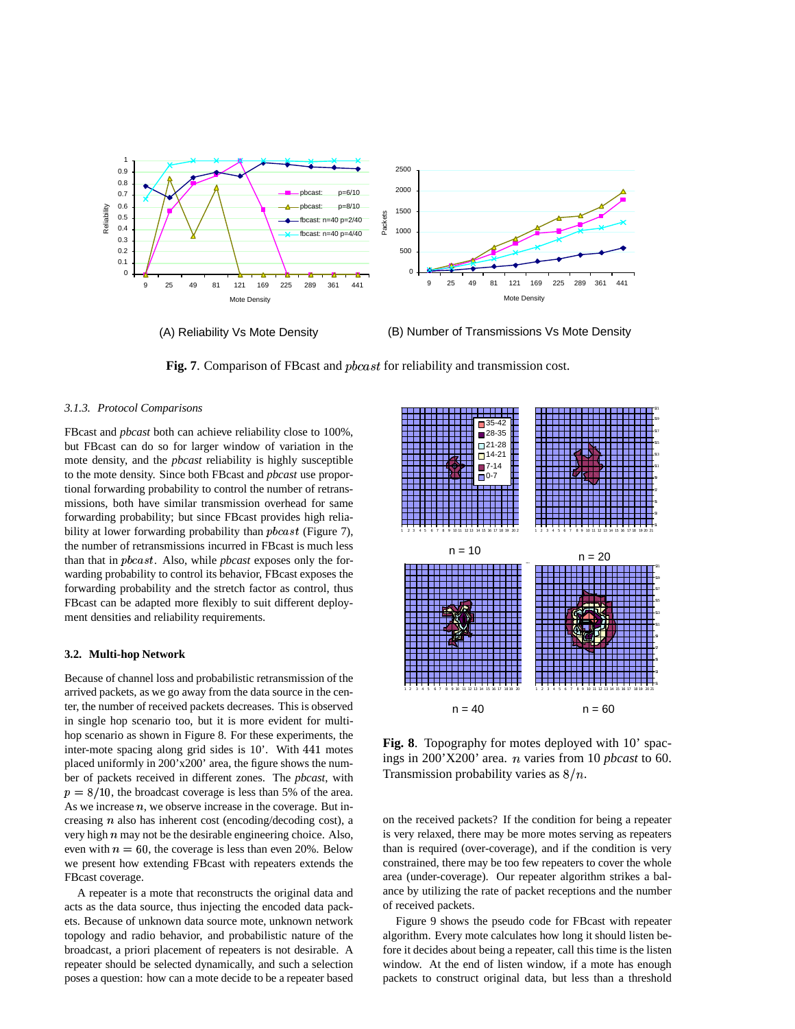(A) Reliability Vs Mote Density

(B) Number of Transmissions Vs Mote Density

**Fig. 7**. Comparison of FBcast and $pbcast$ for reliability and transmission cost.

### *3.1.3. Protocol Comparisons*

FBcast and *pbcast* both can achieve reliability close to 100%, but FBcast can do so for larger window of variation in the mote density, and the *pbcast* reliability is highly susceptible to the mote density. Since both FBcast and *pbcast* use proportional forwarding probability to control the number of retransmissions, both have similar transmission overhead for same forwarding probability; but since FBcast provides high reliability at lower forwarding probability than $pbcast$ (Figure 7), the number of retransmissions incurred in FBcast is much less than that in $pbcast$. Also, while *pbcast* exposes only the forwarding probability to control its behavior, FBcast exposes the forwarding probability and the stretch factor as control, thus FBcast can be adapted more flexibly to suit different deployment densities and reliability requirements.

## 3.2. Multi-hop Network

Because of channel loss and probabilistic retransmission of the arrived packets, as we go away from the data source in the center, the number of received packets decreases. This is observed in single hop scenario too, but it is more evident for multi-hop scenario as shown in Figure 8. For these experiments, the inter-mote spacing along grid sides is 10'. With 441 motes placed uniformly in 200'x200' area, the figure shows the number of packets received in different zones. The *pbcast*, with $p = 8/10$, the broadcast coverage is less than 5% of the area. As we increase $n$, we observe increase in the coverage. But increasing $n$ also has inherent cost (encoding/decoding cost), a very high $n$ may not be the desirable engineering choice. Also, even with $n = 60$, the coverage is less than even 20%. Below we present how extending FBcast with repeaters extends the FBcast coverage.

A repeater is a mote that reconstructs the original data and acts as the data source, thus injecting the encoded data packets. Because of unknown data source mote, unknown network topology and radio behavior, and probabilistic nature of the broadcast, a priori placement of repeaters is not desirable. A repeater should be selected dynamically, and such a selection poses a question: how can a mote decide to be a repeater based on the received packets? If the condition for being a repeater is very relaxed, there may be more motes serving as repeaters than is required (over-coverage), and if the condition is very constrained, there may be too few repeaters to cover the whole area (under-coverage). Our repeater algorithm strikes a balance by utilizing the rate of packet receptions and the number of received packets.

n = 10

n = 20

n = 40

n = 60

**Fig. 8**. Topography for motes deployed with 10' spacings in 200'X200' area. $n$ varies from 10 *pbcast* to 60. Transmission probability varies as $8/n$.

Figure 9 shows the pseudo code for FBcast with repeater algorithm. Every mote calculates how long it should listen before it decides about being a repeater, call this time is the listen window. At the end of listen window, if a mote has enough packets to construct original data, but less than a threshold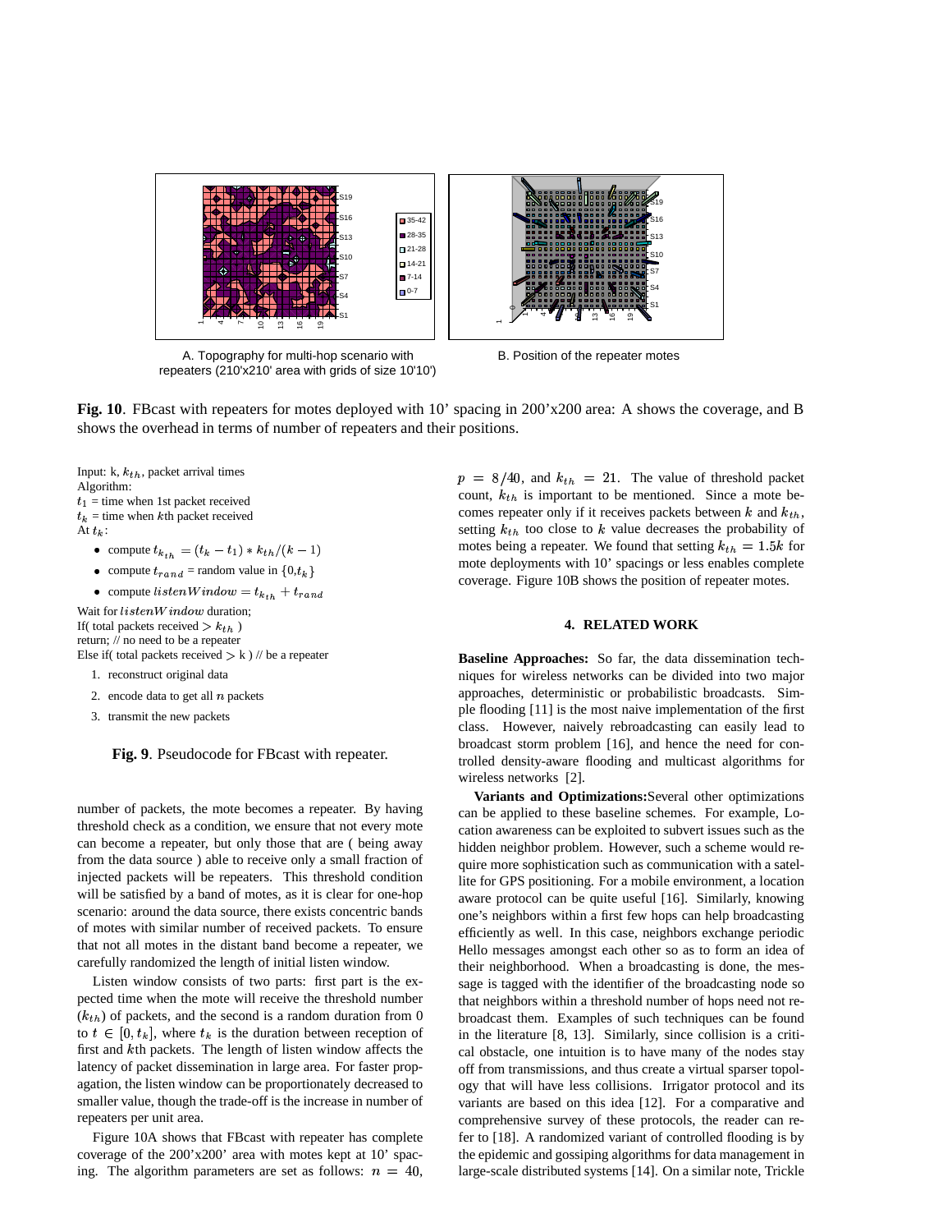A. Topography for multi-hop scenario with repeaters (210'x210' area with grids of size 10'10')

B. Position of the repeater motes

**Fig. 10**. FBcast with repeaters for motes deployed with 10' spacing in 200'x200 area: A shows the coverage, and B shows the overhead in terms of number of repeaters and their positions.

Input: k, $k_{th}$, packet arrival times
Algorithm:
$t_1$ = time when 1st packet received
$t_k$ = time when $k$th packet received
At $t_k$:

- compute $t_{k_{th}} = (t_k - t_1) * k_{th}/(k-1)$
- compute $t_{rand}$ = random value in $\{0,t_k\}$
- compute $listenWindow = t_{k_{th}} + t_{rand}$

Wait for $listenWindow$ duration;
If( total packets received $> k_{th}$ )
return; // no need to be a repeater
Else if( total packets received $>$ k ) // be a repeater

1. reconstruct original data
2. encode data to get all $n$ packets
3. transmit the new packets

**Fig. 9**. Pseudocode for FBcast with repeater.

number of packets, the mote becomes a repeater. By having threshold check as a condition, we ensure that not every mote can become a repeater, but only those that are ( being away from the data source ) able to receive only a small fraction of injected packets will be repeaters. This threshold condition will be satisfied by a band of motes, as it is clear for one-hop scenario: around the data source, there exists concentric bands of motes with similar number of received packets. To ensure that not all motes in the distant band become a repeater, we carefully randomized the length of initial listen window.

Listen window consists of two parts: first part is the expected time when the mote will receive the threshold number ($k_{th}$) of packets, and the second is a random duration from 0 to $t \in [0, t_k]$, where $t_k$ is the duration between reception of first and $k$th packets. The length of listen window affects the latency of packet dissemination in large area. For faster propagation, the listen window can be proportionately decreased to smaller value, though the trade-off is the increase in number of repeaters per unit area.

Figure 10A shows that FBcast with repeater has complete coverage of the 200'x200' area with motes kept at 10' spacing. The algorithm parameters are set as follows: $n = 40$, $p = 8/40$, and $k_{th} = 21$. The value of threshold packet count, $k_{th}$ is important to be mentioned. Since a mote becomes repeater only if it receives packets between $k$ and $k_{th}$, setting $k_{th}$ too close to $k$ value decreases the probability of motes being a repeater. We found that setting $k_{th} = 1.5k$ for mote deployments with 10' spacings or less enables complete coverage. Figure 10B shows the position of repeater motes.

## 4. RELATED WORK

**Baseline Approaches:** So far, the data dissemination techniques for wireless networks can be divided into two major approaches, deterministic or probabilistic broadcasts. Simple flooding [11] is the most naive implementation of the first class. However, naively rebroadcasting can easily lead to broadcast storm problem [16], and hence the need for controlled density-aware flooding and multicast algorithms for wireless networks [2].

**Variants and Optimizations:** Several other optimizations can be applied to these baseline schemes. For example, Location awareness can be exploited to subvert issues such as the hidden neighbor problem. However, such a scheme would require more sophistication such as communication with a satellite for GPS positioning. For a mobile environment, a location aware protocol can be quite useful [16]. Similarly, knowing one's neighbors within a first few hops can help broadcasting efficiently as well. In this case, neighbors exchange periodic Hello messages amongst each other so as to form an idea of their neighborhood. When a broadcasting is done, the message is tagged with the identifier of the broadcasting node so that neighbors within a threshold number of hops need not rebroadcast them. Examples of such techniques can be found in the literature [8, 13]. Similarly, since collision is a critical obstacle, one intuition is to have many of the nodes stay off from transmissions, and thus create a virtual sparser topology that will have less collisions. Irrigator protocol and its variants are based on this idea [12]. For a comparative and comprehensive survey of these protocols, the reader can refer to [18]. A randomized variant of controlled flooding is by the epidemic and gossiping algorithms for data management in large-scale distributed systems [14]. On a similar note, Trickle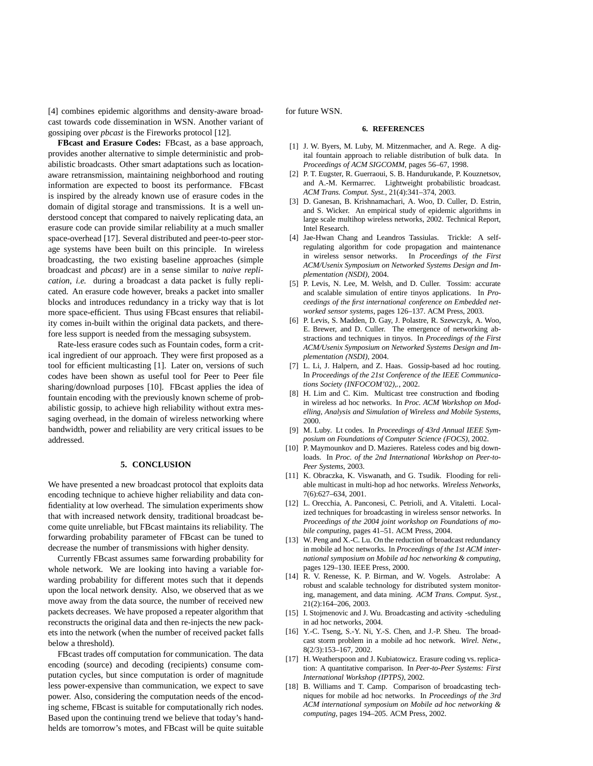[4] combines epidemic algorithms and density-aware broadcast towards code dissemination in WSN. Another variant of gossiping over *pbcast* is the Fireworks protocol [12].

**FBcast and Erasure Codes:** FBcast, as a base approach, provides another alternative to simple deterministic and probabilistic broadcasts. Other smart adaptations such as location-aware retransmission, maintaining neighborhood and routing information are expected to boost its performance. FBcast is inspired by the already known use of erasure codes in the domain of digital storage and transmissions. It is a well understood concept that compared to naively replicating data, an erasure code can provide similar reliability at a much smaller space-overhead [17]. Several distributed and peer-to-peer storage systems have been built on this principle. In wireless broadcasting, the two existing baseline approaches (simple broadcast and *pbcast*) are in a sense similar to *naive replication*, *i.e.* during a broadcast a data packet is fully replicated. An erasure code however, breaks a packet into smaller blocks and introduces redundancy in a tricky way that is lot more space-efficient. Thus using FBcast ensures that reliability comes in-built within the original data packets, and therefore less support is needed from the messaging subsystem.

Rate-less erasure codes such as Fountain codes, form a critical ingredient of our approach. They were first proposed as a tool for efficient multicasting [1]. Later on, versions of such codes have been shown as useful tool for Peer to Peer file sharing/download purposes [10]. FBcast applies the idea of fountain encoding with the previously known scheme of probabilistic gossip, to achieve high reliability without extra messaging overhead, in the domain of wireless networking where bandwidth, power and reliability are very critical issues to be addressed.

## 5. CONCLUSION

We have presented a new broadcast protocol that exploits data encoding technique to achieve higher reliability and data confidentiality at low overhead. The simulation experiments show that with increased network density, traditional broadcast become quite unreliable, but FBcast maintains its reliability. The forwarding probability parameter of FBcast can be tuned to decrease the number of transmissions with higher density.

Currently FBcast assumes same forwarding probability for whole network. We are looking into having a variable forwarding probability for different motes such that it depends upon the local network density. Also, we observed that as we move away from the data source, the number of received new packets decreases. We have proposed a repeater algorithm that reconstructs the original data and then re-injects the new packets into the network (when the number of received packet falls below a threshold).

FBcast trades off computation for communication. The data encoding (source) and decoding (recipients) consume computation cycles, but since computation is order of magnitude less power-expensive than communication, we expect to save power. Also, considering the computation needs of the encoding scheme, FBcast is suitable for computationally rich nodes. Based upon the continuing trend we believe that today's handhelds are tomorrow's motes, and FBcast will be quite suitable for future WSN.

## 6. REFERENCES

[1] J. W. Byers, M. Luby, M. Mitzenmacher, and A. Rege. A digital fountain approach to reliable distribution of bulk data. In *Proceedings of ACM SIGCOMM*, pages 56–67, 1998.

[2] P. T. Eugster, R. Guerraoui, S. B. Handurukande, P. Kouznetsov, and A.-M. Kermarrec. Lightweight probabilistic broadcast. *ACM Trans. Comput. Syst.*, 21(4):341–374, 2003.

[3] D. Ganesan, B. Krishnamachari, A. Woo, D. Culler, D. Estrin, and S. Wicker. An empirical study of epidemic algorithms in large scale multihop wireless networks, 2002. Technical Report, Intel Research.

[4] Jae-Hwan Chang and Leandros Tassiulas. Trickle: A self-regulating algorithm for code propagation and maintenance in wireless sensor networks. In *Proceedings of the First ACM/Usenix Symposium on Networked Systems Design and Implementation (NSDI)*, 2004.

[5] P. Levis, N. Lee, M. Welsh, and D. Culler. Tossim: accurate and scalable simulation of entire tinyos applications. In *Proceedings of the first international conference on Embedded networked sensor systems*, pages 126–137. ACM Press, 2003.

[6] P. Levis, S. Madden, D. Gay, J. Polastre, R. Szewczyk, A. Woo, E. Brewer, and D. Culler. The emergence of networking abstractions and techniques in tinyos. In *Proceedings of the First ACM/Usenix Symposium on Networked Systems Design and Implementation (NSDI)*, 2004.

[7] L. Li, J. Halpern, and Z. Haas. Gossip-based ad hoc routing. In *Proceedings of the 21st Conference of the IEEE Communications Society (INFOCOM'02),*, 2002.

[8] H. Lim and C. Kim. Multicast tree construction and flooding in wireless ad hoc networks. In *Proc. ACM Workshop on Modelling, Analysis and Simulation of Wireless and Mobile Systems*, 2000.

[9] M. Luby. Lt codes. In *Proceedings of 43rd Annual IEEE Symposium on Foundations of Computer Science (FOCS)*, 2002.

[10] P. Maymounkov and D. Mazieres. Rateless codes and big downloads. In *Proc. of the 2nd International Workshop on Peer-to-Peer Systems*, 2003.

[11] K. Obraczka, K. Viswanath, and G. Tsudik. Flooding for reliable multicast in multi-hop ad hoc networks. *Wireless Networks*, 7(6):627–634, 2001.

[12] L. Orecchia, A. Panconesi, C. Petrioli, and A. Vitaletti. Localized techniques for broadcasting in wireless sensor networks. In *Proceedings of the 2004 joint workshop on Foundations of mobile computing*, pages 41–51. ACM Press, 2004.

[13] W. Peng and X.-C. Lu. On the reduction of broadcast redundancy in mobile ad hoc networks. In *Proceedings of the 1st ACM international symposium on Mobile ad hoc networking & computing*, pages 129–130. IEEE Press, 2000.

[14] R. V. Renesse, K. P. Birman, and W. Vogels. Astrolabe: A robust and scalable technology for distributed system monitoring, management, and data mining. *ACM Trans. Comput. Syst.*, 21(2):164–206, 2003.

[15] I. Stojmenovic and J. Wu. Broadcasting and activity -scheduling in ad hoc networks, 2004.

[16] Y.-C. Tseng, S.-Y. Ni, Y.-S. Chen, and J.-P. Sheu. The broadcast storm problem in a mobile ad hoc network. *Wirel. Netw.*, 8(2/3):153–167, 2002.

[17] H. Weatherspoon and J. Kubiatowicz. Erasure coding vs. replication: A quantitative comparison. In *Peer-to-Peer Systems: First International Workshop (IPTPS)*, 2002.

[18] B. Williams and T. Camp. Comparison of broadcasting techniques for mobile ad hoc networks. In *Proceedings of the 3rd ACM international symposium on Mobile ad hoc networking & computing*, pages 194–205. ACM Press, 2002.